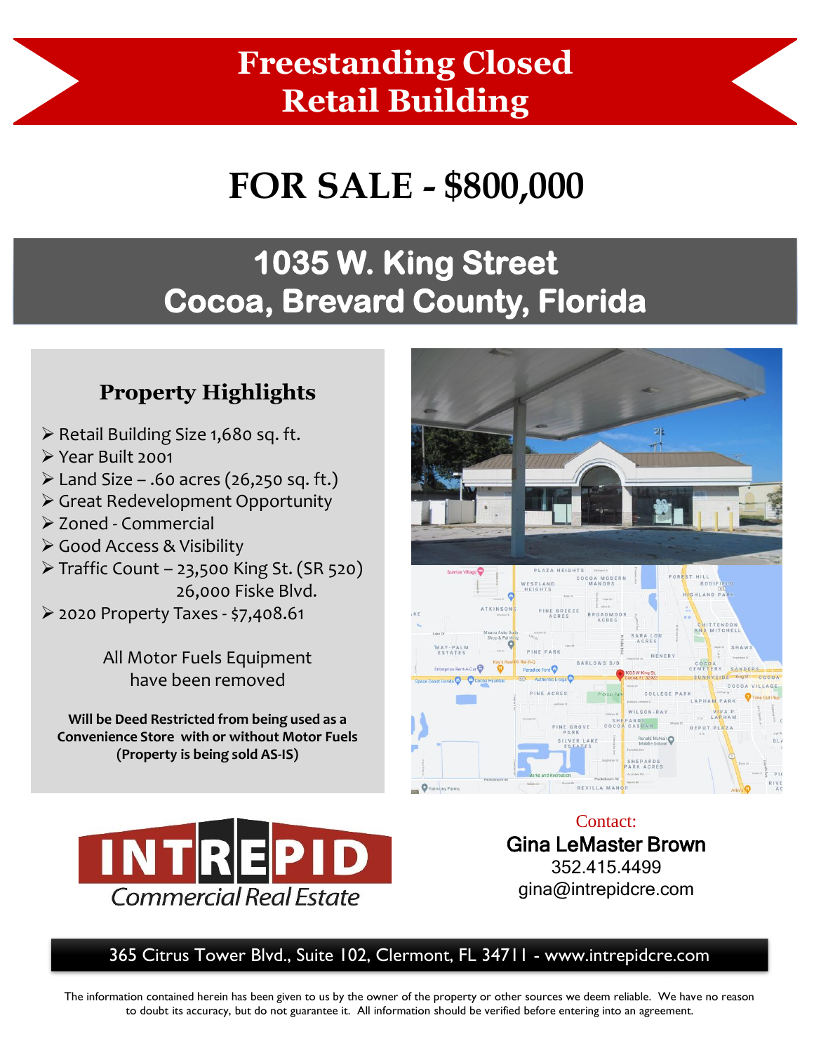# Freestanding Closed Retail Building

# FOR SALE - $800,000

## 1035 W. King Street
## Cocoa, Brevard County, Florida

### Property Highlights

- Retail Building Size 1,680 sq. ft.
- Year Built 2001
- Land Size – .60 acres (26,250 sq. ft.)
- Great Redevelopment Opportunity
- Zoned - Commercial
- Good Access & Visibility
- Traffic Count – 23,500 King St. (SR 520)
  26,000 Fiske Blvd.
- 2020 Property Taxes - $7,408.61

All Motor Fuels Equipment have been removed

**Will be Deed Restricted from being used as a Convenience Store with or without Motor Fuels (Property is being sold AS-IS)**

INTREPID Commercial Real Estate

Contact:
**Gina LeMaster Brown**
352.415.4499
gina@intrepidcre.com

365 Citrus Tower Blvd., Suite 102, Clermont, FL 34711 - www.intrepidcre.com

The information contained herein has been given to us by the owner of the property or other sources we deem reliable. We have no reason to doubt its accuracy, but do not guarantee it. All information should be verified before entering into an agreement.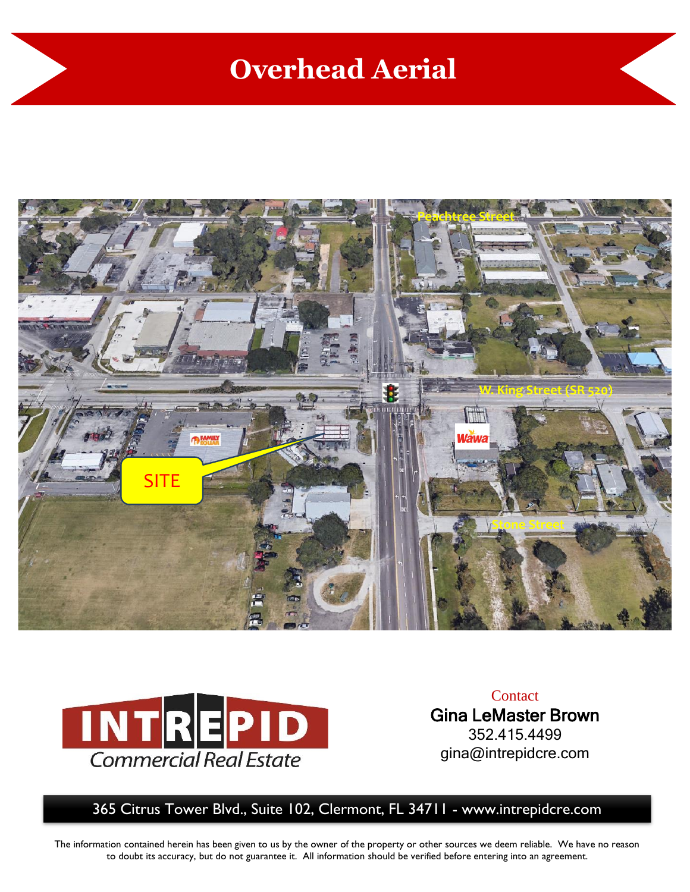# Overhead Aerial

Peachtree Street

W. King Street (SR 520)

SITE

Stone Street

Contact

**Gina LeMaster Brown**

352.415.4499

gina@intrepidcre.com

INTREPID Commercial Real Estate

365 Citrus Tower Blvd., Suite 102, Clermont, FL 34711 - www.intrepidcre.com

The information contained herein has been given to us by the owner of the property or other sources we deem reliable. We have no reason to doubt its accuracy, but do not guarantee it. All information should be verified before entering into an agreement.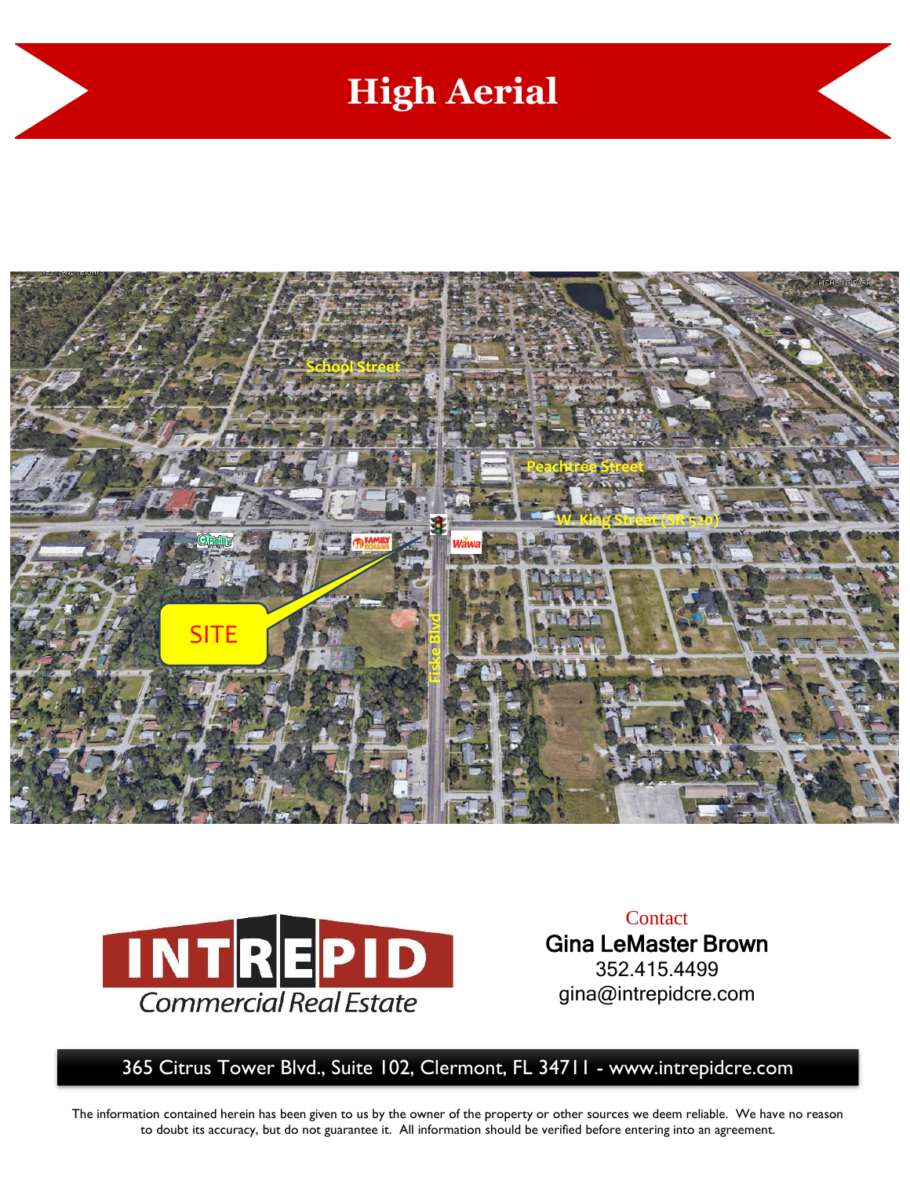# High Aerial

School Street

Peachtree Street

W. King Street (SR 520)

Fiske Blvd

SITE

INTREPID
Commercial Real Estate

Contact

**Gina LeMaster Brown**
352.415.4499
gina@intrepidcre.com

365 Citrus Tower Blvd., Suite 102, Clermont, FL 34711 - www.intrepidcre.com

The information contained herein has been given to us by the owner of the property or other sources we deem reliable. We have no reason to doubt its accuracy, but do not guarantee it. All information should be verified before entering into an agreement.